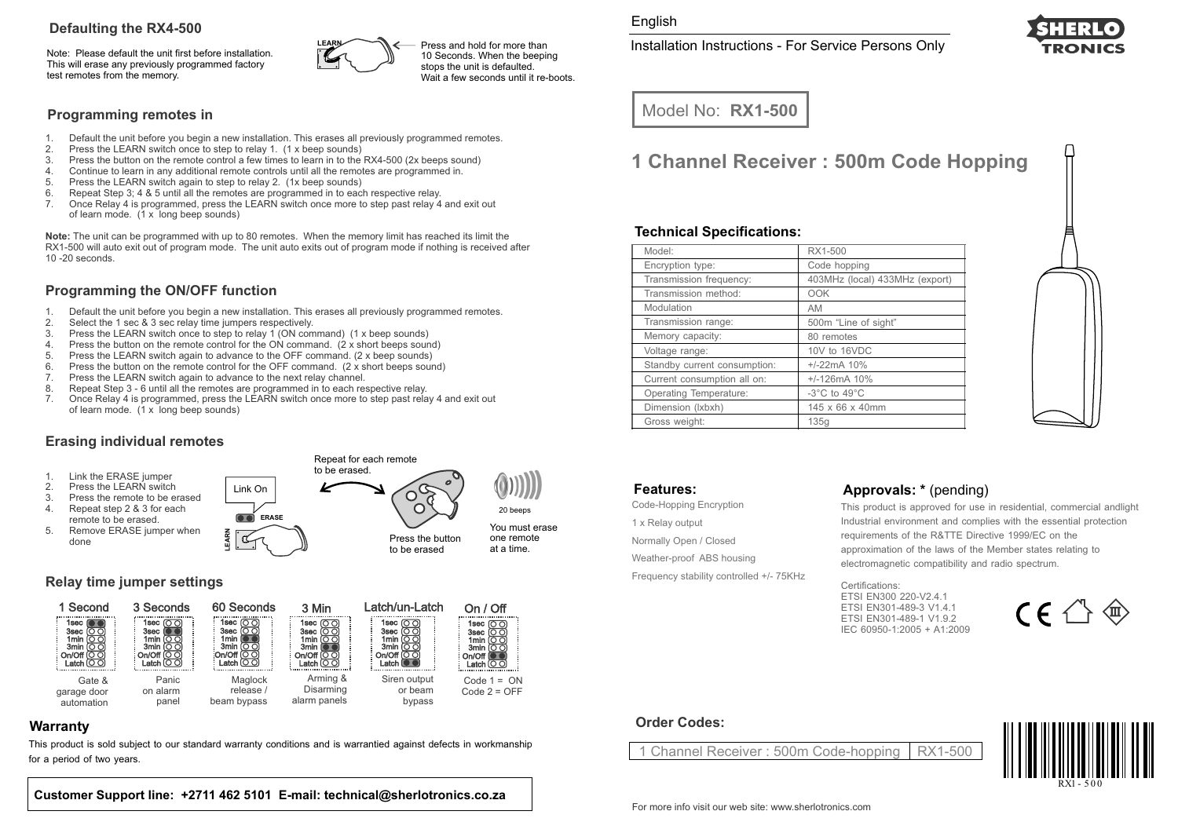## Defaulting the RX4-500

Note: Please default the unit first before installation. This will erase any previously programmed factory test remotes from the memory.

LEARN

Press and hold for more than 10 Seconds. When the beeping stops the unit is defaulted. Wait a few seconds until it re-boots.

## Programming remotes in

1. Default the unit before you begin a new installation. This erases all previously programmed remotes.
2. Press the LEARN switch once to step to relay 1. (1x beep sounds)
3. Press the button on the remote control a few times to learn in to the RX4-500 (2x beeps sound)
4. Continue to learn in any additional remote controls until all the remotes are programmed in.
5. Press the LEARN switch again to step to relay 2. (1x beep sounds)
6. Repeat Step 3; 4 & 5 until all the remotes are programmed in to each respective relay.
7. Once Relay 4 is programmed, press the LEARN switch once more to step past relay 4 and exit out of learn mode. (1 x long beep sounds)

**Note:** The unit can be programmed with up to 80 remotes. When the memory limit has reached its limit the RX1-500 will auto exit out of program mode. The unit auto exits out of program mode if nothing is received after 10 -20 seconds.

## Programming the ON/OFF function

1. Default the unit before you begin a new installation. This erases all previously programmed remotes.
2. Select the 1 sec & 3 sec relay time jumpers respectively.
3. Press the LEARN switch once to step to relay 1 (ON command) (1 x beep sounds)
4. Press the button on the remote control for the ON command. (2 x short beeps sound)
5. Press the LEARN switch again to advance to the OFF command. (2 x beep sounds)
6. Press the button on the remote control for the OFF command. (2 x short beeps sound)
7. Press the LEARN switch again to advance to the next relay channel.
8. Repeat Step 3 - 6 until all the remotes are programmed in to each respective relay.
7. Once Relay 4 is programmed, press the LEARN switch once more to step past relay 4 and exit out of learn mode. (1 x long beep sounds)

## Erasing individual remotes

1. Link the ERASE jumper
2. Press the LEARN switch
3. Press the remote to be erased
4. Repeat step 2 & 3 for each remote to be erased.
5. Remove ERASE jumper when done

Link On

ERASE

LEARN

Repeat for each remote to be erased.

Press the button to be erased

20 beeps

You must erase one remote at a time.

## Relay time jumper settings

| 1 Second | 3 Seconds | 60 Seconds | 3 Min | Latch/un-Latch | On / Off |
|---|---|---|---|---|---|
| Gate & garage door automation | Panic on alarm panel | Maglock release / beam bypass | Arming & Disarming alarm panels | Siren output or beam bypass | Code 1 = ON Code 2 = OFF |

## Warranty

This product is sold subject to our standard warranty conditions and is warrantied against defects in workmanship for a period of two years.

**Customer Support line: +2711 462 5101 E-mail: technical@sherlotronics.co.za**

English

Installation Instructions - For Service Persons Only

SHERLO TRONICS

Model No: **RX1-500**

# 1 Channel Receiver : 500m Code Hopping

## Technical Specifications:

| Model: | RX1-500 |
|---|---|
| Encryption type: | Code hopping |
| Transmission frequency: | 403MHz (local) 433MHz (export) |
| Transmission method: | OOK |
| Modulation | AM |
| Transmission range: | 500m “Line of sight” |
| Memory capacity: | 80 remotes |
| Voltage range: | 10V to 16VDC |
| Standby current consumption: | +/-22mA 10% |
| Current consumption all on: | +/-126mA 10% |
| Operating Temperature: | -3°C to 49°C |
| Dimension (lxbxh) | 145 x 66 x 40mm |
| Gross weight: | 135g |

## Features:

Code-Hopping Encryption

1 x Relay output

Normally Open / Closed

Weather-proof ABS housing

Frequency stability controlled +/- 75KHz

## Approvals: * (pending)

This product is approved for use in residential, commercial andlight Industrial environment and complies with the essential protection requirements of the R&TTE Directive 1999/EC on the approximation of the laws of the Member states relating to electromagnetic compatibility and radio spectrum.

Certifications:
ETSI EN300 220-V2.4.1
ETSI EN301-489-3 V1.4.1
ETSI EN301-489-1 V1.9.2
IEC 60950-1:2005 + A1:2009

## Order Codes:

| 1 Channel Receiver : 500m Code-hopping | RX1-500 |
|---|---|

RX1 - 500

For more info visit our web site: www.sherlotronics.com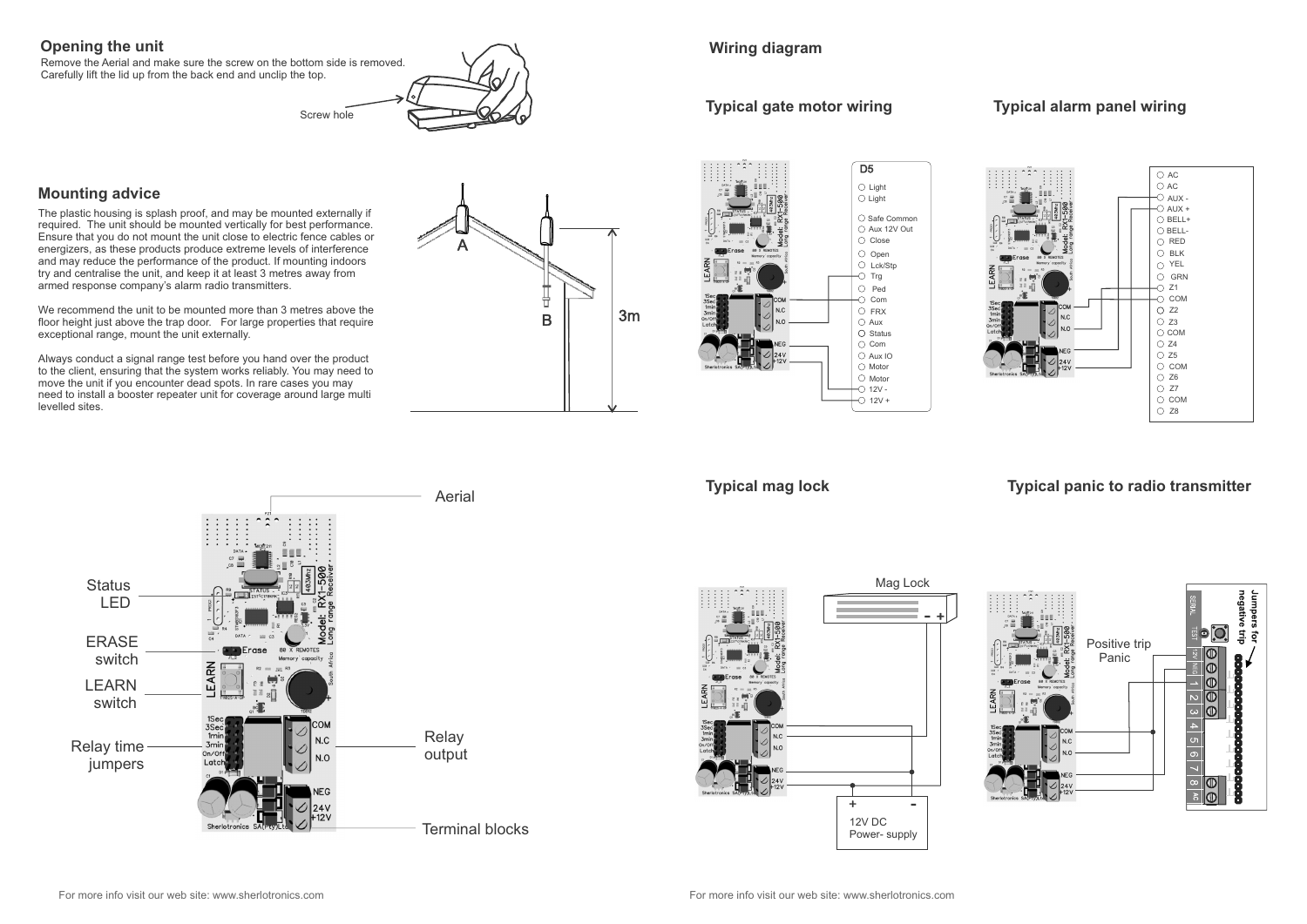## Opening the unit

Remove the Aerial and make sure the screw on the bottom side is removed. Carefully lift the lid up from the back end and unclip the top.

Screw hole

## Mounting advice

The plastic housing is splash proof, and may be mounted externally if required. The unit should be mounted vertically for best performance. Ensure that you do not mount the unit close to electric fence cables or energizers, as these products produce extreme levels of interference and may reduce the performance of the product. If mounting indoors try and centralise the unit, and keep it at least 3 metres away from armed response company's alarm radio transmitters.

We recommend the unit to be mounted more than 3 metres above the floor height just above the trap door. For large properties that require exceptional range, mount the unit externally.

Always conduct a signal range test before you hand over the product to the client, ensuring that the system works reliably. You may need to move the unit if you encounter dead spots. In rare cases you may need to install a booster repeater unit for coverage around large multi levelled sites.

A

B

3m

Aerial

Status LED

ERASE switch

LEARN switch

Relay time jumpers

Relay output

Terminal blocks

## Wiring diagram

### Typical gate motor wiring

D5

Light
Light
Safe Common
Aux 12V Out
Close
Open
Lck/Stp
Trg
Ped
Com
FRX
Aux
Status
Com
Aux IO
Motor
Motor
12V -
12V +

### Typical alarm panel wiring

AC
AC
AUX -
AUX +
BELL+
BELL-
RED
BLK
YEL
GRN
Z1
COM
Z2
Z3
COM
Z4
Z5
COM
Z6
Z7
COM
Z8

### Typical mag lock

Mag Lock

12V DC Power- supply

### Typical panic to radio transmitter

Positive trip Panic

Jumpers for negative trip

For more info visit our web site: www.sherlotronics.com